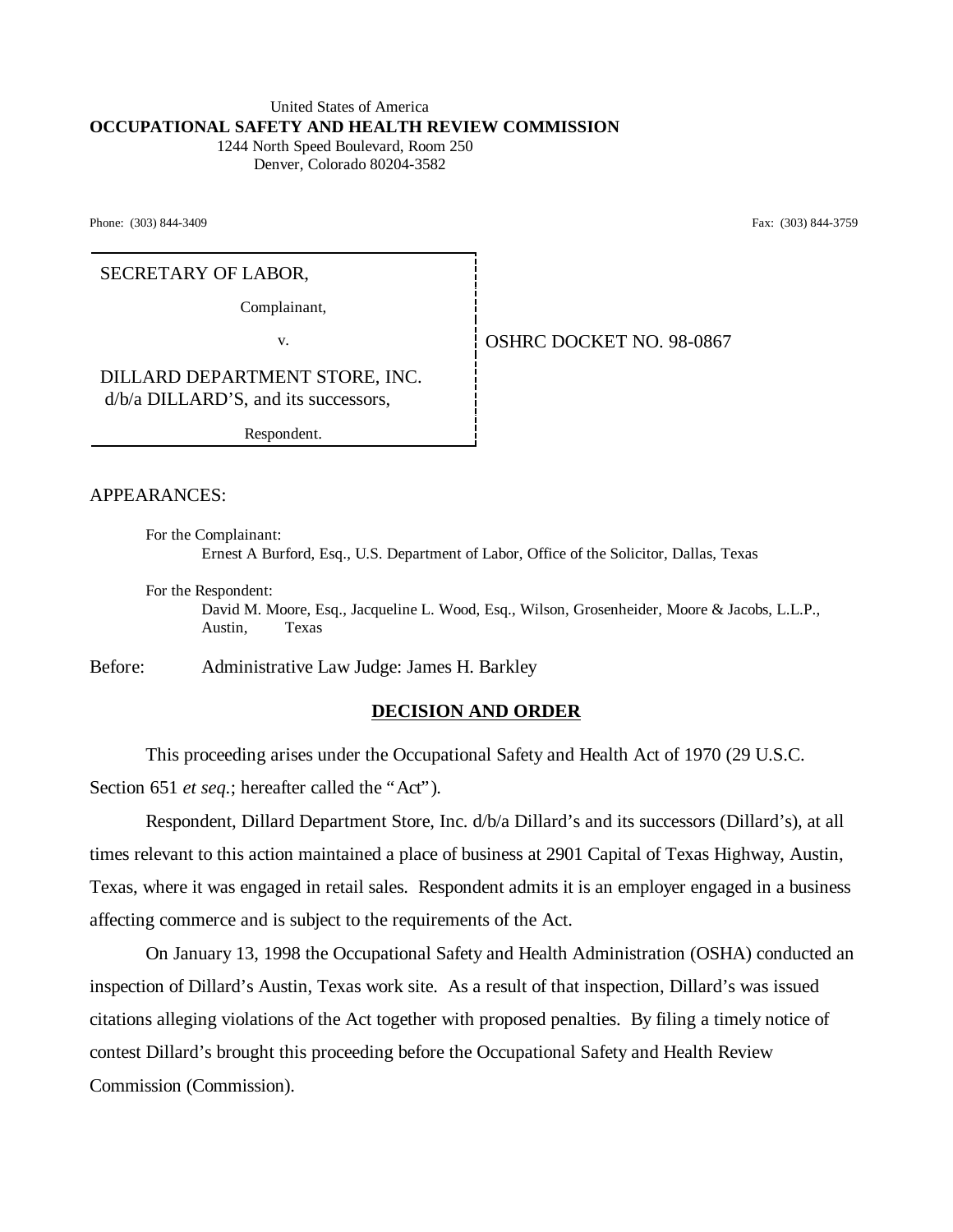United States of America
**OCCUPATIONAL SAFETY AND HEALTH REVIEW COMMISSION**
1244 North Speed Boulevard, Room 250
Denver, Colorado 80204-3582

Phone: (303) 844-3409 Fax: (303) 844-3759

SECRETARY OF LABOR,

Complainant,

v.

DILLARD DEPARTMENT STORE, INC.
d/b/a DILLARD'S, and its successors,

Respondent.

OSHRC DOCKET NO. 98-0867

APPEARANCES:

For the Complainant:
Ernest A Burford, Esq., U.S. Department of Labor, Office of the Solicitor, Dallas, Texas

For the Respondent:
David M. Moore, Esq., Jacqueline L. Wood, Esq., Wilson, Grosenheider, Moore & Jacobs, L.L.P., Austin, Texas

Before: Administrative Law Judge: James H. Barkley

## DECISION AND ORDER

This proceeding arises under the Occupational Safety and Health Act of 1970 (29 U.S.C. Section 651 *et seq.*; hereafter called the "Act").

Respondent, Dillard Department Store, Inc. d/b/a Dillard's and its successors (Dillard's), at all times relevant to this action maintained a place of business at 2901 Capital of Texas Highway, Austin, Texas, where it was engaged in retail sales. Respondent admits it is an employer engaged in a business affecting commerce and is subject to the requirements of the Act.

On January 13, 1998 the Occupational Safety and Health Administration (OSHA) conducted an inspection of Dillard's Austin, Texas work site. As a result of that inspection, Dillard's was issued citations alleging violations of the Act together with proposed penalties. By filing a timely notice of contest Dillard's brought this proceeding before the Occupational Safety and Health Review Commission (Commission).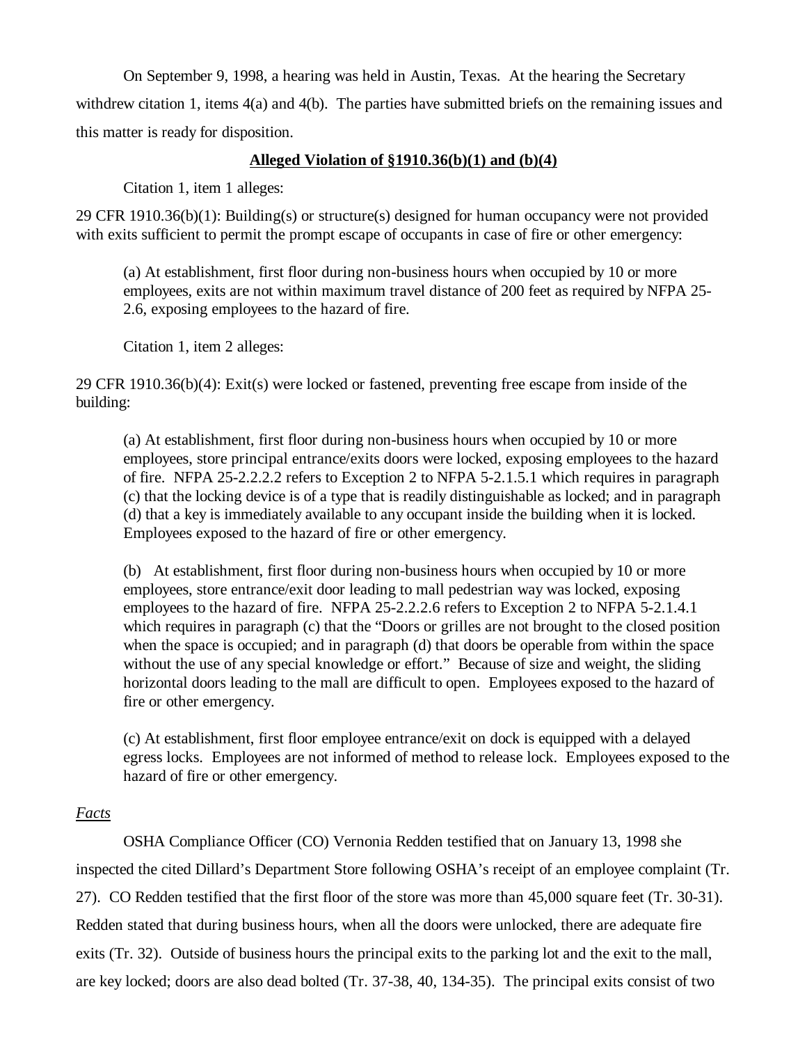On September 9, 1998, a hearing was held in Austin, Texas. At the hearing the Secretary withdrew citation 1, items 4(a) and 4(b). The parties have submitted briefs on the remaining issues and this matter is ready for disposition.

**Alleged Violation of §1910.36(b)(1) and (b)(4)**

Citation 1, item 1 alleges:

29 CFR 1910.36(b)(1): Building(s) or structure(s) designed for human occupancy were not provided with exits sufficient to permit the prompt escape of occupants in case of fire or other emergency:

> (a) At establishment, first floor during non-business hours when occupied by 10 or more employees, exits are not within maximum travel distance of 200 feet as required by NFPA 25-2.6, exposing employees to the hazard of fire.

Citation 1, item 2 alleges:

29 CFR 1910.36(b)(4): Exit(s) were locked or fastened, preventing free escape from inside of the building:

> (a) At establishment, first floor during non-business hours when occupied by 10 or more employees, store principal entrance/exits doors were locked, exposing employees to the hazard of fire. NFPA 25-2.2.2.2 refers to Exception 2 to NFPA 5-2.1.5.1 which requires in paragraph (c) that the locking device is of a type that is readily distinguishable as locked; and in paragraph (d) that a key is immediately available to any occupant inside the building when it is locked. Employees exposed to the hazard of fire or other emergency.
>
> (b) At establishment, first floor during non-business hours when occupied by 10 or more employees, store entrance/exit door leading to mall pedestrian way was locked, exposing employees to the hazard of fire. NFPA 25-2.2.2.6 refers to Exception 2 to NFPA 5-2.1.4.1 which requires in paragraph (c) that the "Doors or grilles are not brought to the closed position when the space is occupied; and in paragraph (d) that doors be operable from within the space without the use of any special knowledge or effort." Because of size and weight, the sliding horizontal doors leading to the mall are difficult to open. Employees exposed to the hazard of fire or other emergency.
>
> (c) At establishment, first floor employee entrance/exit on dock is equipped with a delayed egress locks. Employees are not informed of method to release lock. Employees exposed to the hazard of fire or other emergency.

*Facts*

OSHA Compliance Officer (CO) Vernonia Redden testified that on January 13, 1998 she inspected the cited Dillard's Department Store following OSHA's receipt of an employee complaint (Tr. 27). CO Redden testified that the first floor of the store was more than 45,000 square feet (Tr. 30-31). Redden stated that during business hours, when all the doors were unlocked, there are adequate fire exits (Tr. 32). Outside of business hours the principal exits to the parking lot and the exit to the mall, are key locked; doors are also dead bolted (Tr. 37-38, 40, 134-35). The principal exits consist of two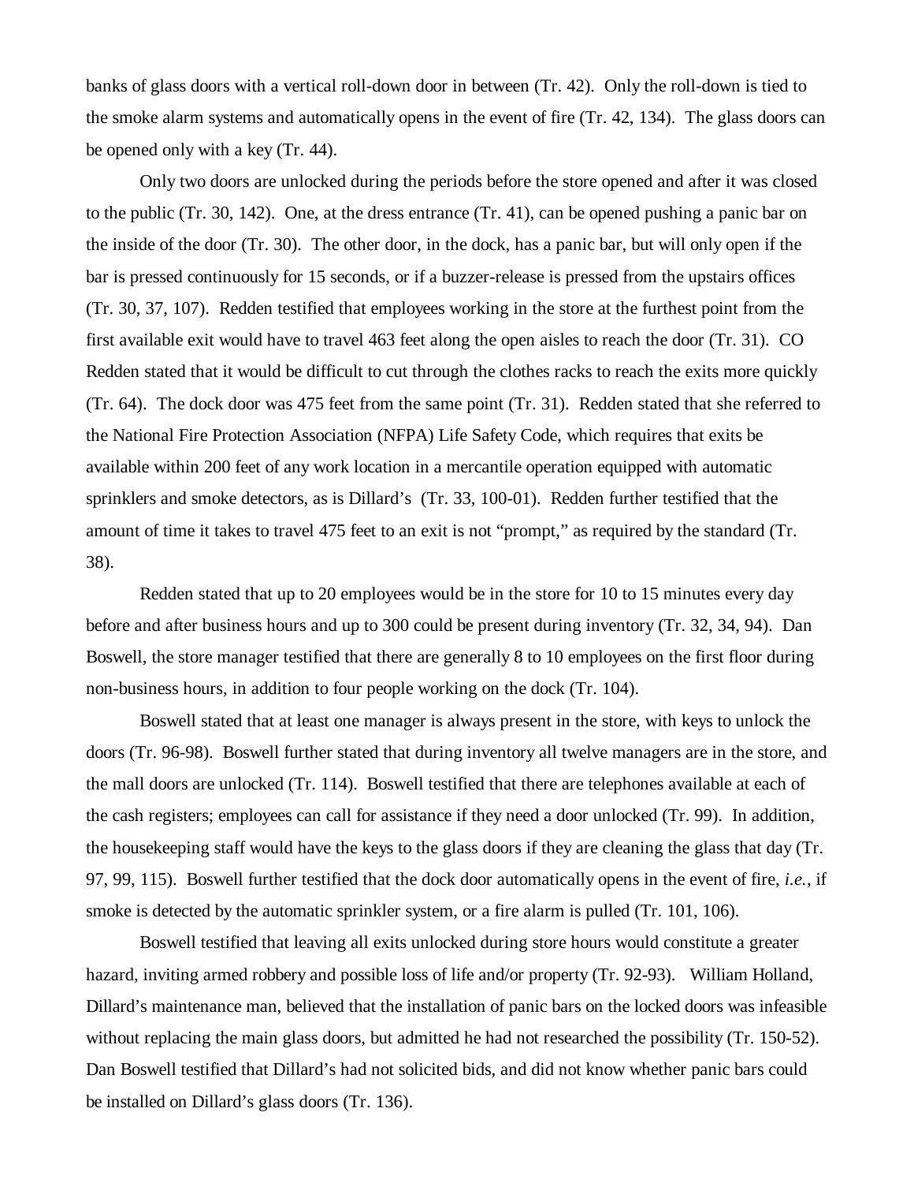banks of glass doors with a vertical roll-down door in between (Tr. 42). Only the roll-down is tied to the smoke alarm systems and automatically opens in the event of fire (Tr. 42, 134). The glass doors can be opened only with a key (Tr. 44).

Only two doors are unlocked during the periods before the store opened and after it was closed to the public (Tr. 30, 142). One, at the dress entrance (Tr. 41), can be opened pushing a panic bar on the inside of the door (Tr. 30). The other door, in the dock, has a panic bar, but will only open if the bar is pressed continuously for 15 seconds, or if a buzzer-release is pressed from the upstairs offices (Tr. 30, 37, 107). Redden testified that employees working in the store at the furthest point from the first available exit would have to travel 463 feet along the open aisles to reach the door (Tr. 31). CO Redden stated that it would be difficult to cut through the clothes racks to reach the exits more quickly (Tr. 64). The dock door was 475 feet from the same point (Tr. 31). Redden stated that she referred to the National Fire Protection Association (NFPA) Life Safety Code, which requires that exits be available within 200 feet of any work location in a mercantile operation equipped with automatic sprinklers and smoke detectors, as is Dillard's (Tr. 33, 100-01). Redden further testified that the amount of time it takes to travel 475 feet to an exit is not "prompt," as required by the standard (Tr. 38).

Redden stated that up to 20 employees would be in the store for 10 to 15 minutes every day before and after business hours and up to 300 could be present during inventory (Tr. 32, 34, 94). Dan Boswell, the store manager testified that there are generally 8 to 10 employees on the first floor during non-business hours, in addition to four people working on the dock (Tr. 104).

Boswell stated that at least one manager is always present in the store, with keys to unlock the doors (Tr. 96-98). Boswell further stated that during inventory all twelve managers are in the store, and the mall doors are unlocked (Tr. 114). Boswell testified that there are telephones available at each of the cash registers; employees can call for assistance if they need a door unlocked (Tr. 99). In addition, the housekeeping staff would have the keys to the glass doors if they are cleaning the glass that day (Tr. 97, 99, 115). Boswell further testified that the dock door automatically opens in the event of fire, *i.e.*, if smoke is detected by the automatic sprinkler system, or a fire alarm is pulled (Tr. 101, 106).

Boswell testified that leaving all exits unlocked during store hours would constitute a greater hazard, inviting armed robbery and possible loss of life and/or property (Tr. 92-93). William Holland, Dillard's maintenance man, believed that the installation of panic bars on the locked doors was infeasible without replacing the main glass doors, but admitted he had not researched the possibility (Tr. 150-52). Dan Boswell testified that Dillard's had not solicited bids, and did not know whether panic bars could be installed on Dillard's glass doors (Tr. 136).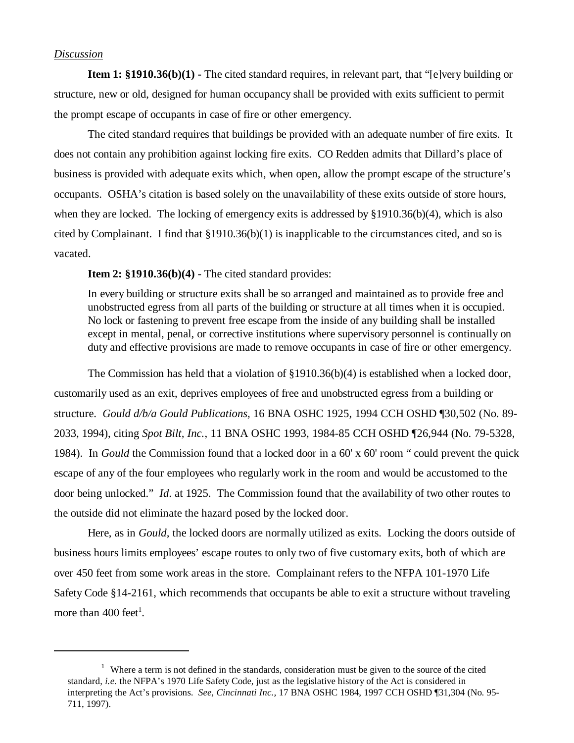*Discussion*

**Item 1: §1910.36(b)(1) -** The cited standard requires, in relevant part, that "[e]very building or structure, new or old, designed for human occupancy shall be provided with exits sufficient to permit the prompt escape of occupants in case of fire or other emergency.

The cited standard requires that buildings be provided with an adequate number of fire exits. It does not contain any prohibition against locking fire exits. CO Redden admits that Dillard's place of business is provided with adequate exits which, when open, allow the prompt escape of the structure's occupants. OSHA's citation is based solely on the unavailability of these exits outside of store hours, when they are locked. The locking of emergency exits is addressed by §1910.36(b)(4), which is also cited by Complainant. I find that §1910.36(b)(1) is inapplicable to the circumstances cited, and so is vacated.

**Item 2: §1910.36(b)(4)** - The cited standard provides:

> In every building or structure exits shall be so arranged and maintained as to provide free and unobstructed egress from all parts of the building or structure at all times when it is occupied. No lock or fastening to prevent free escape from the inside of any building shall be installed except in mental, penal, or corrective institutions where supervisory personnel is continually on duty and effective provisions are made to remove occupants in case of fire or other emergency.

The Commission has held that a violation of §1910.36(b)(4) is established when a locked door, customarily used as an exit, deprives employees of free and unobstructed egress from a building or structure. *Gould d/b/a Gould Publications*, 16 BNA OSHC 1925, 1994 CCH OSHD ¶30,502 (No. 89-2033, 1994), citing *Spot Bilt, Inc.*, 11 BNA OSHC 1993, 1984-85 CCH OSHD ¶26,944 (No. 79-5328, 1984). In *Gould* the Commission found that a locked door in a 60' x 60' room " could prevent the quick escape of any of the four employees who regularly work in the room and would be accustomed to the door being unlocked." *Id.* at 1925. The Commission found that the availability of two other routes to the outside did not eliminate the hazard posed by the locked door.

Here, as in *Gould,* the locked doors are normally utilized as exits. Locking the doors outside of business hours limits employees' escape routes to only two of five customary exits, both of which are over 450 feet from some work areas in the store. Complainant refers to the NFPA 101-1970 Life Safety Code §14-2161, which recommends that occupants be able to exit a structure without traveling more than 400 feet[1].

---

[1] Where a term is not defined in the standards, consideration must be given to the source of the cited standard, *i.e.* the NFPA's 1970 Life Safety Code, just as the legislative history of the Act is considered in interpreting the Act's provisions. *See, Cincinnati Inc.,* 17 BNA OSHC 1984, 1997 CCH OSHD ¶31,304 (No. 95-711, 1997).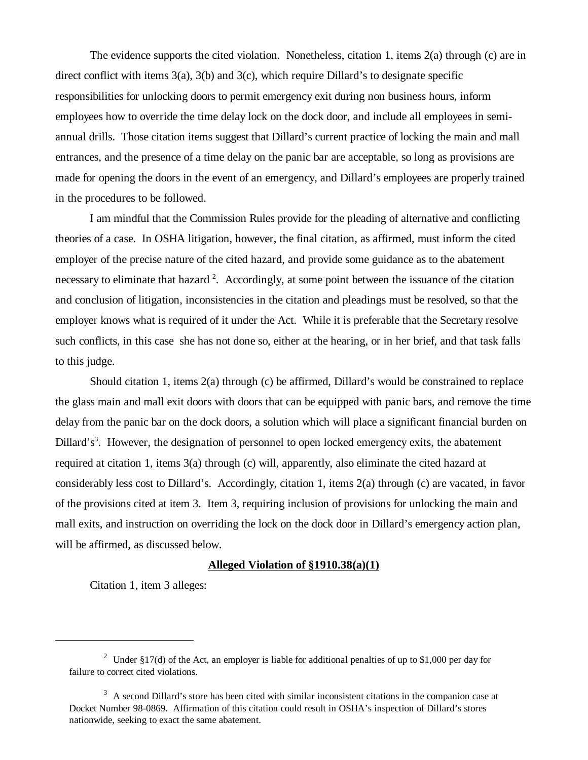The evidence supports the cited violation. Nonetheless, citation 1, items 2(a) through (c) are in direct conflict with items 3(a), 3(b) and 3(c), which require Dillard's to designate specific responsibilities for unlocking doors to permit emergency exit during non business hours, inform employees how to override the time delay lock on the dock door, and include all employees in semi-annual drills. Those citation items suggest that Dillard's current practice of locking the main and mall entrances, and the presence of a time delay on the panic bar are acceptable, so long as provisions are made for opening the doors in the event of an emergency, and Dillard's employees are properly trained in the procedures to be followed.

I am mindful that the Commission Rules provide for the pleading of alternative and conflicting theories of a case. In OSHA litigation, however, the final citation, as affirmed, must inform the cited employer of the precise nature of the cited hazard, and provide some guidance as to the abatement necessary to eliminate that hazard [2]. Accordingly, at some point between the issuance of the citation and conclusion of litigation, inconsistencies in the citation and pleadings must be resolved, so that the employer knows what is required of it under the Act. While it is preferable that the Secretary resolve such conflicts, in this case she has not done so, either at the hearing, or in her brief, and that task falls to this judge.

Should citation 1, items 2(a) through (c) be affirmed, Dillard's would be constrained to replace the glass main and mall exit doors with doors that can be equipped with panic bars, and remove the time delay from the panic bar on the dock doors, a solution which will place a significant financial burden on Dillard's[3]. However, the designation of personnel to open locked emergency exits, the abatement required at citation 1, items 3(a) through (c) will, apparently, also eliminate the cited hazard at considerably less cost to Dillard's. Accordingly, citation 1, items 2(a) through (c) are vacated, in favor of the provisions cited at item 3. Item 3, requiring inclusion of provisions for unlocking the main and mall exits, and instruction on overriding the lock on the dock door in Dillard's emergency action plan, will be affirmed, as discussed below.

**<u>Alleged Violation of §1910.38(a)(1)</u>**

Citation 1, item 3 alleges:

---

[2] Under §17(d) of the Act, an employer is liable for additional penalties of up to $1,000 per day for failure to correct cited violations.

[3] A second Dillard's store has been cited with similar inconsistent citations in the companion case at Docket Number 98-0869. Affirmation of this citation could result in OSHA's inspection of Dillard's stores nationwide, seeking to exact the same abatement.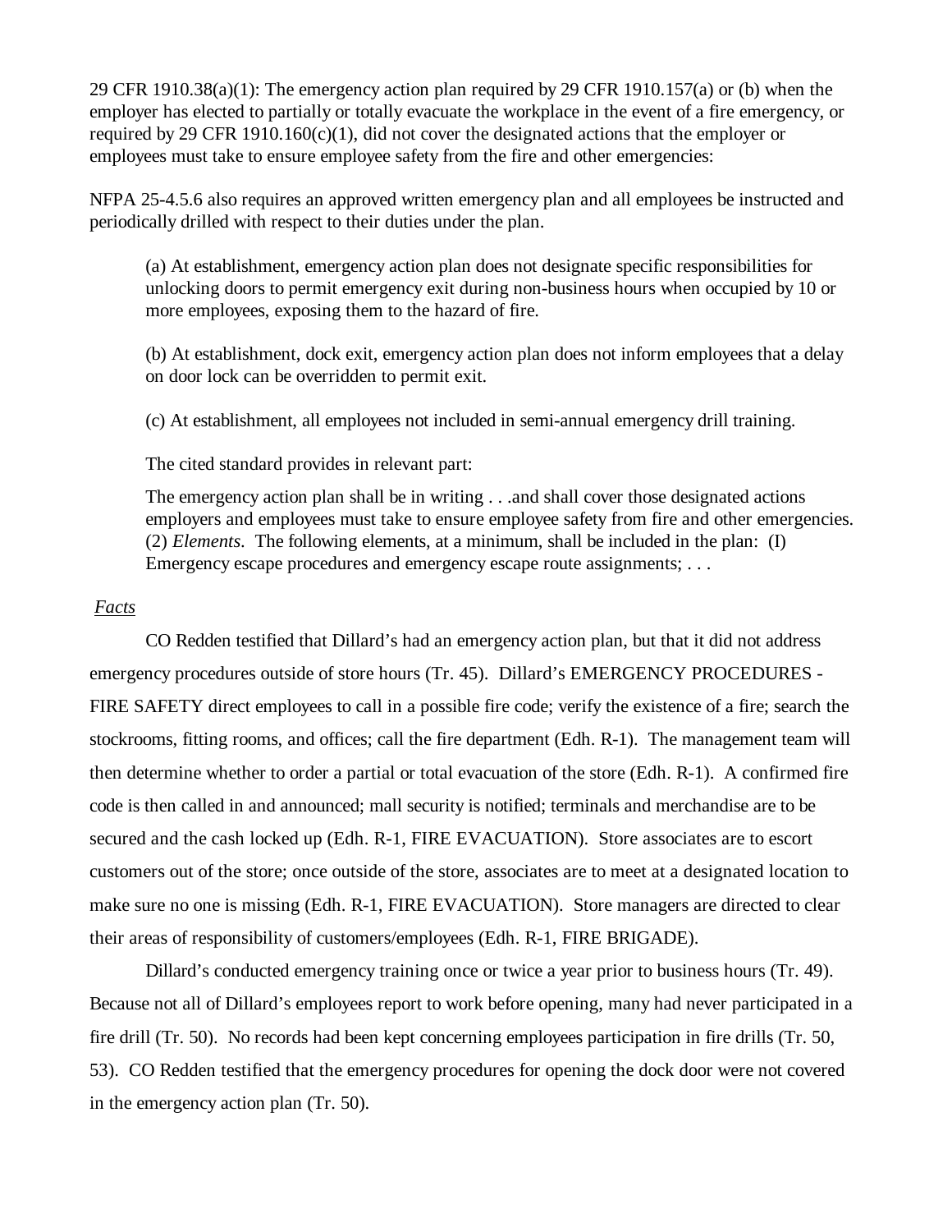29 CFR 1910.38(a)(1): The emergency action plan required by 29 CFR 1910.157(a) or (b) when the employer has elected to partially or totally evacuate the workplace in the event of a fire emergency, or required by 29 CFR 1910.160(c)(1), did not cover the designated actions that the employer or employees must take to ensure employee safety from the fire and other emergencies:

NFPA 25-4.5.6 also requires an approved written emergency plan and all employees be instructed and periodically drilled with respect to their duties under the plan.

> (a) At establishment, emergency action plan does not designate specific responsibilities for unlocking doors to permit emergency exit during non-business hours when occupied by 10 or more employees, exposing them to the hazard of fire.
>
> (b) At establishment, dock exit, emergency action plan does not inform employees that a delay on door lock can be overridden to permit exit.
>
> (c) At establishment, all employees not included in semi-annual emergency drill training.

The cited standard provides in relevant part:

> The emergency action plan shall be in writing . . .and shall cover those designated actions employers and employees must take to ensure employee safety from fire and other emergencies. (2) *Elements*. The following elements, at a minimum, shall be included in the plan: (I) Emergency escape procedures and emergency escape route assignments; . . .

*Facts*

CO Redden testified that Dillard's had an emergency action plan, but that it did not address emergency procedures outside of store hours (Tr. 45). Dillard's EMERGENCY PROCEDURES - FIRE SAFETY direct employees to call in a possible fire code; verify the existence of a fire; search the stockrooms, fitting rooms, and offices; call the fire department (Edh. R-1). The management team will then determine whether to order a partial or total evacuation of the store (Edh. R-1). A confirmed fire code is then called in and announced; mall security is notified; terminals and merchandise are to be secured and the cash locked up (Edh. R-1, FIRE EVACUATION). Store associates are to escort customers out of the store; once outside of the store, associates are to meet at a designated location to make sure no one is missing (Edh. R-1, FIRE EVACUATION). Store managers are directed to clear their areas of responsibility of customers/employees (Edh. R-1, FIRE BRIGADE).

Dillard's conducted emergency training once or twice a year prior to business hours (Tr. 49). Because not all of Dillard's employees report to work before opening, many had never participated in a fire drill (Tr. 50). No records had been kept concerning employees participation in fire drills (Tr. 50, 53). CO Redden testified that the emergency procedures for opening the dock door were not covered in the emergency action plan (Tr. 50).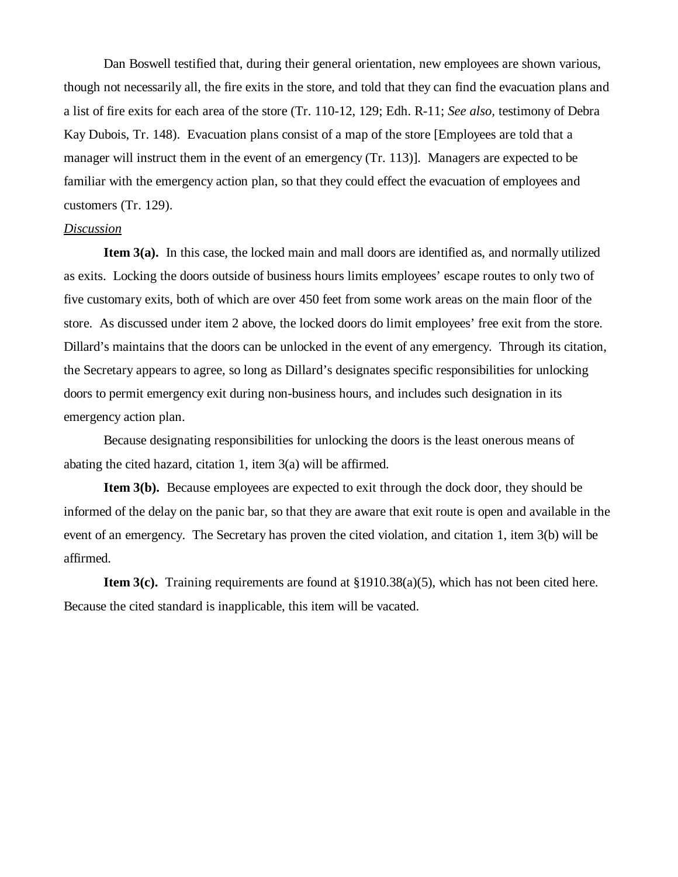Dan Boswell testified that, during their general orientation, new employees are shown various, though not necessarily all, the fire exits in the store, and told that they can find the evacuation plans and a list of fire exits for each area of the store (Tr. 110-12, 129; Edh. R-11; *See also,* testimony of Debra Kay Dubois, Tr. 148). Evacuation plans consist of a map of the store [Employees are told that a manager will instruct them in the event of an emergency (Tr. 113)]. Managers are expected to be familiar with the emergency action plan, so that they could effect the evacuation of employees and customers (Tr. 129).

<u>*Discussion*</u>

**Item 3(a).** In this case, the locked main and mall doors are identified as, and normally utilized as exits. Locking the doors outside of business hours limits employees' escape routes to only two of five customary exits, both of which are over 450 feet from some work areas on the main floor of the store. As discussed under item 2 above, the locked doors do limit employees' free exit from the store. Dillard's maintains that the doors can be unlocked in the event of any emergency. Through its citation, the Secretary appears to agree, so long as Dillard's designates specific responsibilities for unlocking doors to permit emergency exit during non-business hours, and includes such designation in its emergency action plan.

Because designating responsibilities for unlocking the doors is the least onerous means of abating the cited hazard, citation 1, item 3(a) will be affirmed.

**Item 3(b).** Because employees are expected to exit through the dock door, they should be informed of the delay on the panic bar, so that they are aware that exit route is open and available in the event of an emergency. The Secretary has proven the cited violation, and citation 1, item 3(b) will be affirmed.

**Item 3(c).** Training requirements are found at §1910.38(a)(5), which has not been cited here. Because the cited standard is inapplicable, this item will be vacated.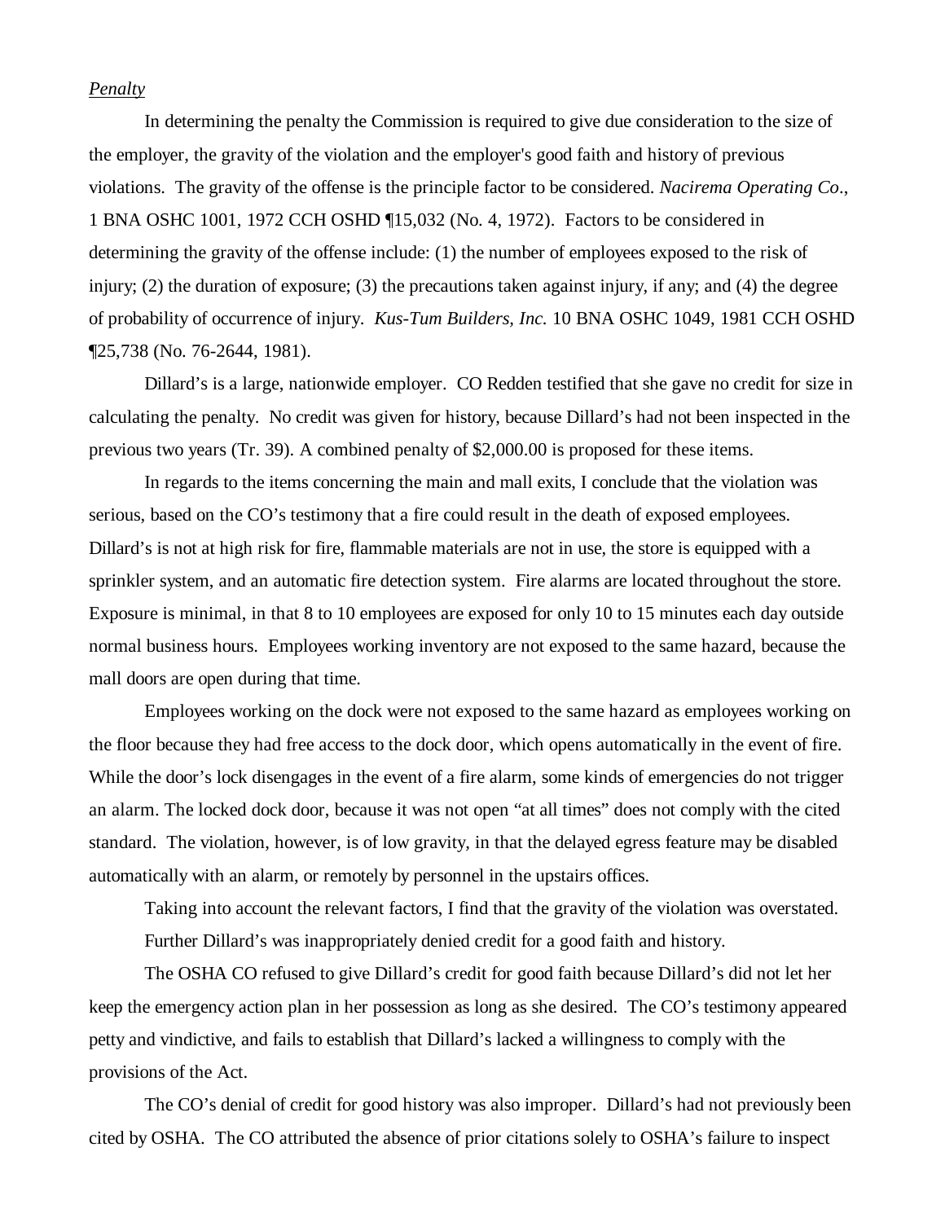*Penalty*

In determining the penalty the Commission is required to give due consideration to the size of the employer, the gravity of the violation and the employer's good faith and history of previous violations. The gravity of the offense is the principle factor to be considered. *Nacirema Operating Co*., 1 BNA OSHC 1001, 1972 CCH OSHD ¶15,032 (No. 4, 1972). Factors to be considered in determining the gravity of the offense include: (1) the number of employees exposed to the risk of injury; (2) the duration of exposure; (3) the precautions taken against injury, if any; and (4) the degree of probability of occurrence of injury. *Kus-Tum Builders, Inc.* 10 BNA OSHC 1049, 1981 CCH OSHD ¶25,738 (No. 76-2644, 1981).

Dillard's is a large, nationwide employer. CO Redden testified that she gave no credit for size in calculating the penalty. No credit was given for history, because Dillard's had not been inspected in the previous two years (Tr. 39). A combined penalty of $2,000.00 is proposed for these items.

In regards to the items concerning the main and mall exits, I conclude that the violation was serious, based on the CO's testimony that a fire could result in the death of exposed employees. Dillard's is not at high risk for fire, flammable materials are not in use, the store is equipped with a sprinkler system, and an automatic fire detection system. Fire alarms are located throughout the store. Exposure is minimal, in that 8 to 10 employees are exposed for only 10 to 15 minutes each day outside normal business hours. Employees working inventory are not exposed to the same hazard, because the mall doors are open during that time.

Employees working on the dock were not exposed to the same hazard as employees working on the floor because they had free access to the dock door, which opens automatically in the event of fire. While the door's lock disengages in the event of a fire alarm, some kinds of emergencies do not trigger an alarm. The locked dock door, because it was not open "at all times" does not comply with the cited standard. The violation, however, is of low gravity, in that the delayed egress feature may be disabled automatically with an alarm, or remotely by personnel in the upstairs offices.

Taking into account the relevant factors, I find that the gravity of the violation was overstated.

Further Dillard's was inappropriately denied credit for a good faith and history.

The OSHA CO refused to give Dillard's credit for good faith because Dillard's did not let her keep the emergency action plan in her possession as long as she desired. The CO's testimony appeared petty and vindictive, and fails to establish that Dillard's lacked a willingness to comply with the provisions of the Act.

The CO's denial of credit for good history was also improper. Dillard's had not previously been cited by OSHA. The CO attributed the absence of prior citations solely to OSHA's failure to inspect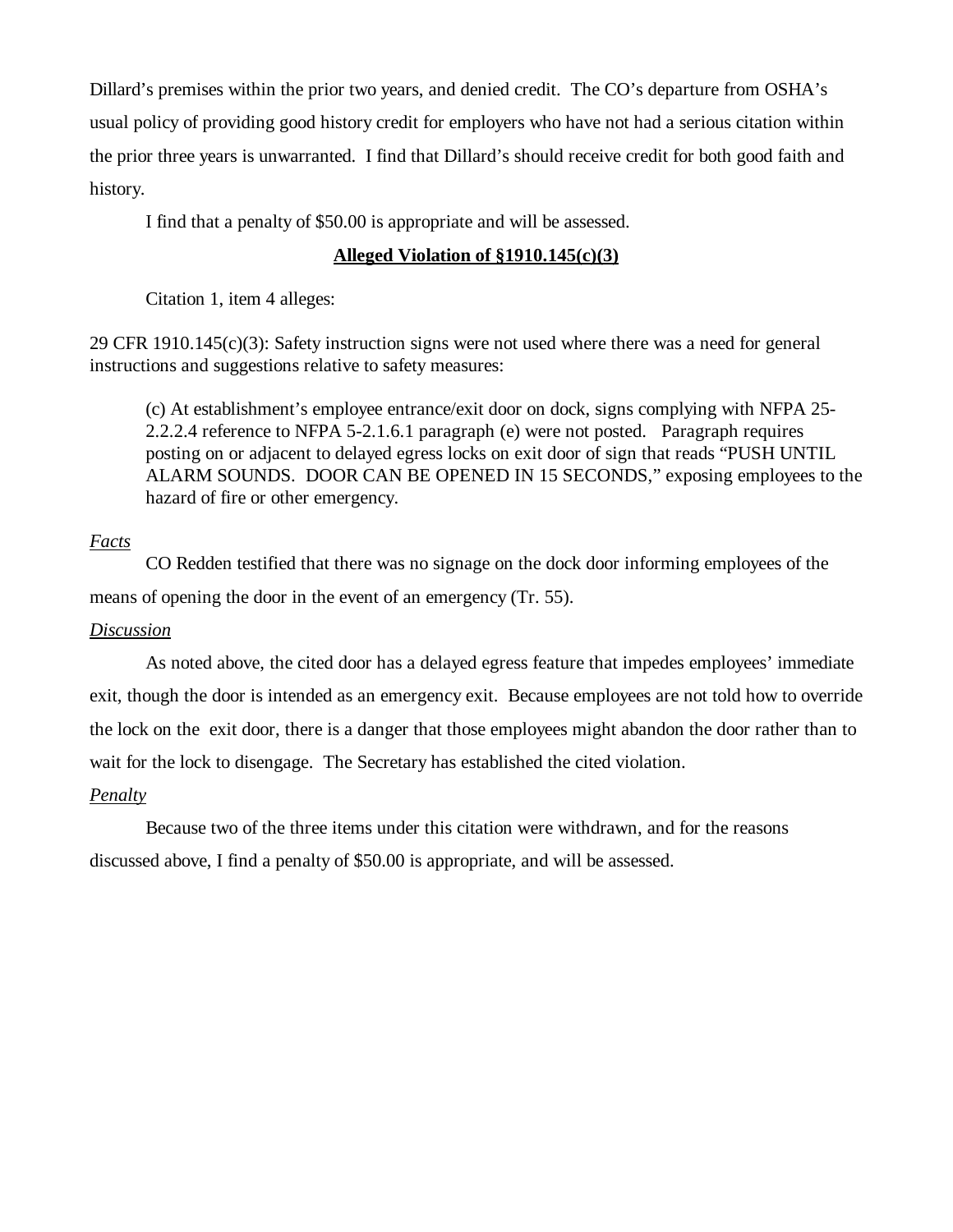Dillard's premises within the prior two years, and denied credit. The CO's departure from OSHA's usual policy of providing good history credit for employers who have not had a serious citation within the prior three years is unwarranted. I find that Dillard's should receive credit for both good faith and history.

I find that a penalty of $50.00 is appropriate and will be assessed.

**Alleged Violation of §1910.145(c)(3)**

Citation 1, item 4 alleges:

29 CFR 1910.145(c)(3): Safety instruction signs were not used where there was a need for general instructions and suggestions relative to safety measures:

> (c) At establishment's employee entrance/exit door on dock, signs complying with NFPA 25-2.2.2.4 reference to NFPA 5-2.1.6.1 paragraph (e) were not posted. Paragraph requires posting on or adjacent to delayed egress locks on exit door of sign that reads "PUSH UNTIL ALARM SOUNDS. DOOR CAN BE OPENED IN 15 SECONDS," exposing employees to the hazard of fire or other emergency.

*Facts*

CO Redden testified that there was no signage on the dock door informing employees of the means of opening the door in the event of an emergency (Tr. 55).

*Discussion*

As noted above, the cited door has a delayed egress feature that impedes employees' immediate exit, though the door is intended as an emergency exit. Because employees are not told how to override the lock on the exit door, there is a danger that those employees might abandon the door rather than to wait for the lock to disengage. The Secretary has established the cited violation.

*Penalty*

Because two of the three items under this citation were withdrawn, and for the reasons discussed above, I find a penalty of $50.00 is appropriate, and will be assessed.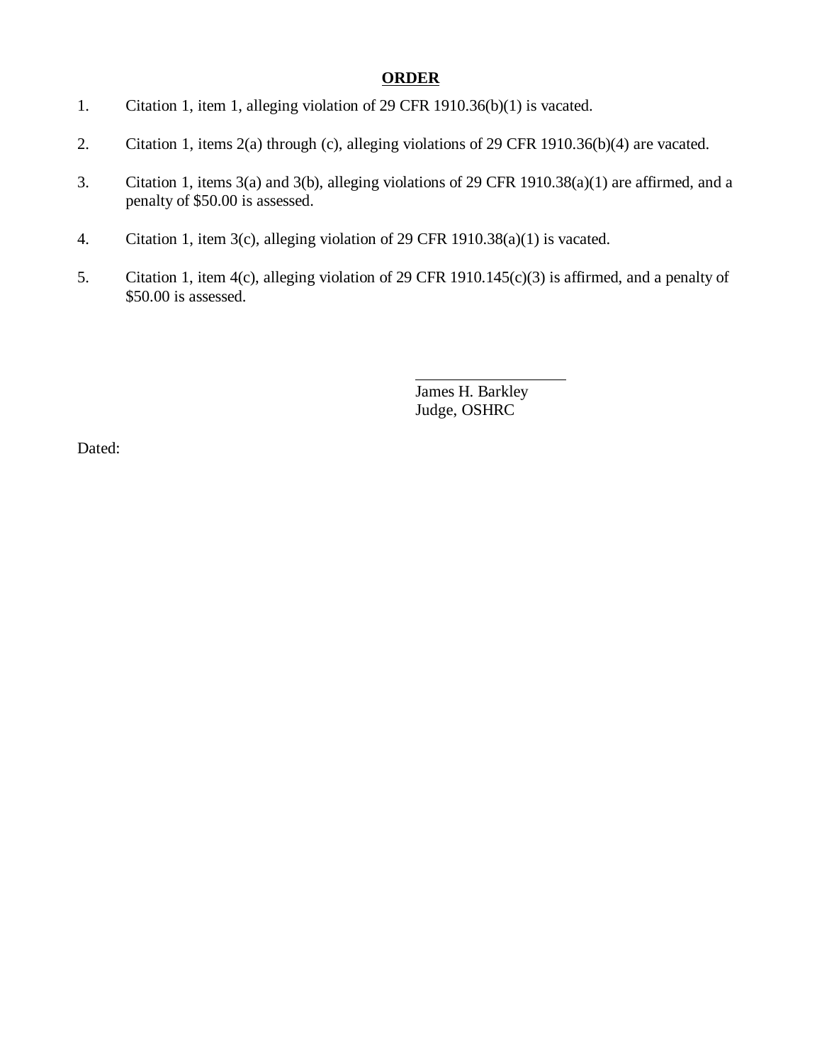**ORDER**

1. Citation 1, item 1, alleging violation of 29 CFR 1910.36(b)(1) is vacated.

2. Citation 1, items 2(a) through (c), alleging violations of 29 CFR 1910.36(b)(4) are vacated.

3. Citation 1, items 3(a) and 3(b), alleging violations of 29 CFR 1910.38(a)(1) are affirmed, and a penalty of $50.00 is assessed.

4. Citation 1, item 3(c), alleging violation of 29 CFR 1910.38(a)(1) is vacated.

5. Citation 1, item 4(c), alleging violation of 29 CFR 1910.145(c)(3) is affirmed, and a penalty of $50.00 is assessed.

James H. Barkley
Judge, OSHRC

Dated: